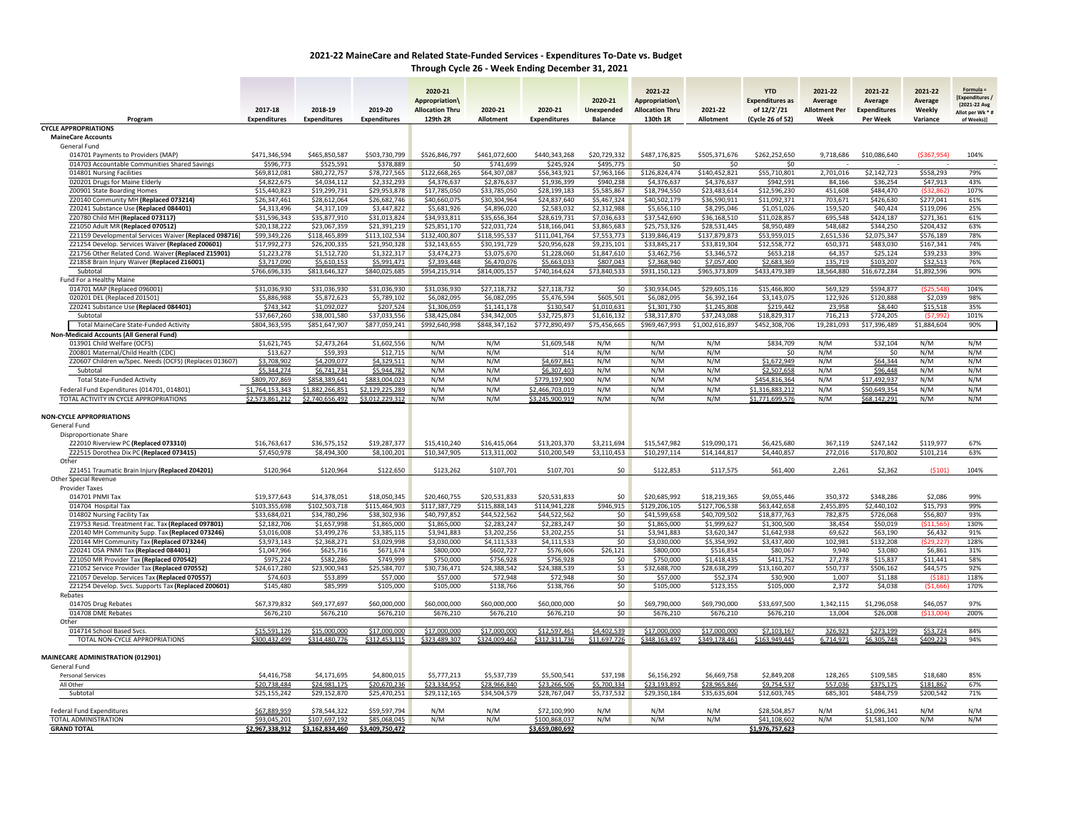# 2021-22 MaineCare and Related State-Funded Services - Expenditures To-Date vs. Budget

## Through Cycle 26 - Week Ending December 31, 2021

| Program | 2017-18 Expenditures | 2018-19 Expenditures | 2019-20 Expenditures | 2020-21 Appropriation\ Allocation Thru 129th 2R | 2020-21 Allotment | 2020-21 Expenditures | 2020-21 Unexpended Balance | 2021-22 Appropriation\ Allocation Thru 130th 1R | 2021-22 Allotment | YTD Expenditures as of 12/2`/21 (Cycle 26 of 52) | 2021-22 Average Allotment Per Week | 2021-22 Average Expenditures Per Week | 2021-22 Average Weekly Variance | Formula = [Expenditures / (2021-22 Avg Allot per Wk * # of Weeks)] |
|---|---|---|---|---|---|---|---|---|---|---|---|---|---|---|
| **CYCLE APPROPRIATIONS** | | | | | | | | | | | | | | |
| **MaineCare Accounts** | | | | | | | | | | | | | | |
| General Fund | | | | | | | | | | | | | | |
| 014701 Payments to Providers (MAP) | $471,346,594 | $465,850,587 | $503,730,799 | $526,846,797 | $461,072,600 | $440,343,268 | $20,729,332 | $487,176,825 | $505,371,676 | $262,252,650 | 9,718,686 | $10,086,640 | ($367,954) | 104% |
| 014703 Accountable Communities Shared Savings | $596,773 | $525,591 | $378,889 | $0 | $741,699 | $245,924 | $495,775 | $0 | $0 | $0 | - | - | - | - |
| 014801 Nursing Facilities | $69,812,081 | $80,272,757 | $78,727,565 | $122,668,265 | $64,307,087 | $56,343,921 | $7,963,166 | $126,824,474 | $140,452,821 | $55,710,801 | 2,701,016 | $2,142,723 | $558,293 | 79% |
| 020201 Drugs for Maine Elderly | $4,822,675 | $4,034,112 | $2,332,293 | $4,376,637 | $2,876,637 | $1,936,399 | $940,238 | $4,376,637 | $4,376,637 | $942,591 | 84,166 | $36,254 | $47,913 | 43% |
| Z00901 State Boarding Homes | $15,440,823 | $19,299,731 | $29,953,878 | $17,785,050 | $33,785,050 | $28,199,183 | $5,585,867 | $18,794,550 | $23,483,614 | $12,596,230 | 451,608 | $484,470 | ($32,862) | 107% |
| Z20140 Community MH **(Replaced 073214)** | $26,347,461 | $28,612,064 | $26,682,746 | $40,660,075 | $30,304,964 | $24,837,640 | $5,467,324 | $40,502,179 | $36,590,911 | $11,092,371 | 703,671 | $426,630 | $277,041 | 61% |
| Z20241 Substance Use **(Replaced 084401)** | $4,313,496 | $4,317,109 | $3,447,822 | $5,681,926 | $4,896,020 | $2,583,032 | $2,312,988 | $5,656,110 | $8,295,046 | $1,051,026 | 159,520 | $40,424 | $119,096 | 25% |
| Z20780 Child MH **(Replaced 073117)** | $31,596,343 | $35,877,910 | $31,013,824 | $34,933,811 | $35,656,364 | $28,619,731 | $7,036,633 | $37,542,690 | $36,168,510 | $11,028,857 | 695,548 | $424,187 | $271,361 | 61% |
| Z21050 Adult MR **(Replaced 070512)** | $20,138,222 | $23,067,359 | $21,391,219 | $25,851,170 | $22,031,724 | $18,166,041 | $3,865,683 | $25,753,326 | $28,531,445 | $8,950,489 | 548,682 | $344,250 | $204,432 | 63% |
| Z21159 Developmental Services Waiver **(Replaced 098716)** | $99,349,226 | $118,465,899 | $113,102,534 | $132,400,807 | $118,595,537 | $111,041,764 | $7,553,773 | $139,846,419 | $137,879,873 | $53,959,015 | 2,651,536 | $2,075,347 | $576,189 | 78% |
| Z21254 Develop. Services Waiver **(Replaced Z00601)** | $17,992,273 | $26,200,335 | $21,950,328 | $32,143,655 | $30,191,729 | $20,956,628 | $9,235,101 | $33,845,217 | $33,819,304 | $12,558,772 | 650,371 | $483,030 | $167,341 | 74% |
| Z21756 Other Related Cond. Waiver **(Replaced Z15901)** | $1,223,278 | $1,512,720 | $1,322,317 | $3,474,273 | $3,075,670 | $1,228,060 | $1,847,610 | $3,462,756 | $3,346,572 | $653,218 | 64,357 | $25,124 | $39,233 | 39% |
| Z21858 Brain Injury Waiver **(Replaced Z16001)** | $3,717,090 | $5,610,153 | $5,991,471 | $7,393,448 | $6,470,076 | $5,663,033 | $807,043 | $7,368,940 | $7,057,400 | $2,683,369 | 135,719 | $103,207 | $32,513 | 76% |
| Subtotal | $766,696,335 | $813,646,327 | $840,025,685 | $954,215,914 | $814,005,157 | $740,164,624 | $73,840,533 | $931,150,123 | $965,373,809 | $433,479,389 | 18,564,880 | $16,672,284 | $1,892,596 | 90% |
| Fund For a Healthy Maine | | | | | | | | | | | | | | |
| 014701 MAP (Replaced 096001) | $31,036,930 | $31,036,930 | $31,036,930 | $31,036,930 | $27,118,732 | $27,118,732 | $0 | $30,934,045 | $29,605,116 | $15,466,800 | 569,329 | $594,877 | ($25,548) | 104% |
| 020201 DEL (Replaced Z01501) | $5,886,988 | $5,872,623 | $5,789,102 | $6,082,095 | $6,082,095 | $5,476,594 | $605,501 | $6,082,095 | $6,392,164 | $3,143,075 | 122,926 | $120,888 | $2,039 | 98% |
| Z20241 Substance Use **(Replaced 084401)** | $743,342 | $1,092,027 | $207,524 | $1,306,059 | $1,141,178 | $130,547 | $1,010,631 | $1,301,730 | $1,245,808 | $219,442 | 23,958 | $8,440 | $15,518 | 35% |
| Subtotal | $37,667,260 | $38,001,580 | $37,033,556 | $38,425,084 | $34,342,005 | $32,725,873 | $1,616,132 | $38,317,870 | $37,243,088 | $18,829,317 | 716,213 | $724,205 | ($7,992) | 101% |
| Total MaineCare State-Funded Activity | $804,363,595 | $851,647,907 | $877,059,241 | $992,640,998 | $848,347,162 | $772,890,497 | $75,456,665 | $969,467,993 | $1,002,616,897 | $452,308,706 | 19,281,093 | $17,396,489 | $1,884,604 | 90% |
| **Non-Medicaid Accounts (All General Fund)** | | | | | | | | | | | | | | |
| 013901 Child Welfare (OCFS) | $1,621,745 | $2,473,264 | $1,602,556 | N/M | N/M | $1,609,548 | N/M | N/M | N/M | $834,709 | N/M | $32,104 | N/M | N/M |
| Z00801 Maternal/Child Health (CDC) | $13,627 | $59,393 | $12,715 | N/M | N/M | $14 | N/M | N/M | N/M | $0 | N/M | $0 | N/M | N/M |
| Z20607 Children w/Spec. Needs (OCFS) (Replaces 013607) | $3,708,902 | $4,209,077 | $4,329,511 | N/M | N/M | $4,697,841 | N/M | N/M | N/M | $1,672,949 | N/M | $64,344 | N/M | N/M |
| Subtotal | $5,344,274 | $6,741,734 | $5,944,782 | N/M | N/M | $6,307,403 | N/M | N/M | N/M | $2,507,658 | N/M | $96,448 | N/M | N/M |
| Total State-Funded Activity | $809,707,869 | $858,389,641 | $883,004,023 | N/M | N/M | $779,197,900 | N/M | N/M | N/M | $454,816,364 | N/M | $17,492,937 | N/M | N/M |
| Federal Fund Expenditures (014701, 014801) | $1,764,153,343 | $1,882,266,851 | $2,129,225,289 | N/M | N/M | $2,466,703,019 | N/M | N/M | N/M | $1,316,883,212 | N/M | $50,649,354 | N/M | N/M |
| TOTAL ACTIVITY IN CYCLE APPROPRIATIONS | $2,573,861,212 | $2,740,656,492 | $3,012,229,312 | N/M | N/M | $3,245,900,919 | N/M | N/M | N/M | $1,771,699,576 | N/M | $68,142,291 | N/M | N/M |
| | | | | | | | | | | | | | | |
| **NON-CYCLE APPROPRIATIONS** | | | | | | | | | | | | | | |
| General Fund | | | | | | | | | | | | | | |
| Disproportionate Share | | | | | | | | | | | | | | |
| Z22010 Riverview PC **(Replaced 073310)** | $16,763,617 | $36,575,152 | $19,287,377 | $15,410,240 | $16,415,064 | $13,203,370 | $3,211,694 | $15,547,982 | $19,090,171 | $6,425,680 | 367,119 | $247,142 | $119,977 | 67% |
| Z22515 Dorothea Dix PC **(Replaced 073415)** | $7,450,978 | $8,494,300 | $8,100,201 | $10,347,905 | $13,311,002 | $10,200,549 | $3,110,453 | $10,297,114 | $14,144,817 | $4,440,857 | 272,016 | $170,802 | $101,214 | 63% |
| Other | | | | | | | | | | | | | | |
| Z21451 Traumatic Brain Injury **(Replaced Z04201)** | $120,964 | $120,964 | $122,650 | $123,262 | $107,701 | $107,701 | $0 | $122,853 | $117,575 | $61,400 | 2,261 | $2,362 | ($101) | 104% |
| Other Special Revenue | | | | | | | | | | | | | | |
| Provider Taxes | | | | | | | | | | | | | | |
| 014701 PNMI Tax | $19,377,643 | $14,378,051 | $18,050,345 | $20,460,755 | $20,531,833 | $20,531,833 | $0 | $20,685,992 | $18,219,365 | $9,055,446 | 350,372 | $348,286 | $2,086 | 99% |
| 014704 Hospital Tax | $103,355,698 | $102,503,718 | $115,464,903 | $117,387,729 | $115,888,143 | $114,941,228 | $946,915 | $129,206,105 | $127,706,538 | $63,442,658 | 2,455,895 | $2,440,102 | $15,793 | 99% |
| 014802 Nursing Facility Tax | $33,684,021 | $34,780,296 | $38,302,936 | $40,797,852 | $44,522,562 | $44,522,562 | $0 | $41,599,658 | $40,709,502 | $18,877,763 | 782,875 | $726,068 | $56,807 | 93% |
| Z19753 Resid. Treatment Fac. Tax **(Replaced 097801)** | $2,182,706 | $1,657,998 | $1,865,000 | $1,865,000 | $2,283,247 | $2,283,247 | $0 | $1,865,000 | $1,999,627 | $1,300,500 | 38,454 | $50,019 | ($11,565) | 130% |
| Z20140 MH Community Supp. Tax **(Replaced 073246)** | $3,016,008 | $3,499,276 | $3,385,115 | $3,941,883 | $3,202,256 | $3,202,255 | $1 | $3,941,883 | $3,620,347 | $1,642,938 | 69,622 | $63,190 | $6,432 | 91% |
| Z20144 MH Community Tax **(Replaced 073244)** | $3,973,143 | $2,368,271 | $3,029,998 | $3,030,000 | $4,111,533 | $4,111,533 | $0 | $3,030,000 | $5,354,392 | $3,437,400 | 102,981 | $132,208 | ($29,227) | 128% |
| Z20241 OSA PNMI Tax **(Replaced 084401)** | $1,047,966 | $625,716 | $671,674 | $800,000 | $602,727 | $576,606 | $26,121 | $800,000 | $516,854 | $80,067 | 9,940 | $3,080 | $6,861 | 31% |
| Z21050 MR Provider Tax **(Replaced 070542)** | $975,224 | $582,286 | $749,999 | $750,000 | $756,928 | $756,928 | $0 | $750,000 | $1,418,435 | $411,752 | 27,278 | $15,837 | $11,441 | 58% |
| Z21052 Service Provider Tax **(Replaced 070552)** | $24,617,280 | $23,900,943 | $25,584,707 | $30,736,471 | $24,388,542 | $24,388,539 | $3 | $32,688,700 | $28,638,299 | $13,160,207 | 550,737 | $506,162 | $44,575 | 92% |
| Z21057 Develop. Services Tax **(Replaced 070557)** | $74,603 | $53,899 | $57,000 | $57,000 | $72,948 | $72,948 | $0 | $57,000 | $52,374 | $30,900 | 1,007 | $1,188 | ($181) | 118% |
| Z21254 Develop. Svcs. Supports Tax **(Replaced Z00601)** | $145,480 | $85,999 | $105,000 | $105,000 | $138,766 | $138,766 | $0 | $105,000 | $123,355 | $105,000 | 2,372 | $4,038 | ($1,666) | 170% |
| Rebates | | | | | | | | | | | | | | |
| 014705 Drug Rebates | $67,379,832 | $69,177,697 | $60,000,000 | $60,000,000 | $60,000,000 | $60,000,000 | $0 | $69,790,000 | $69,790,000 | $33,697,500 | 1,342,115 | $1,296,058 | $46,057 | 97% |
| 014708 DME Rebates | $676,210 | $676,210 | $676,210 | $676,210 | $676,210 | $676,210 | $0 | $676,210 | $676,210 | $676,210 | 13,004 | $26,008 | ($13,004) | 200% |
| Other | | | | | | | | | | | | | | |
| 014714 School Based Svcs. | $15,591,126 | $15,000,000 | $17,000,000 | $17,000,000 | $17,000,000 | $12,597,461 | $4,402,539 | $17,000,000 | $17,000,000 | $7,103,167 | 326,923 | $273,199 | $53,724 | 84% |
| TOTAL NON-CYCLE APPROPRIATIONS | $300,432,499 | $314,480,776 | $312,453,115 | $323,489,307 | $324,009,462 | $312,311,736 | $11,697,726 | $348,163,497 | $349,178,461 | $163,949,445 | 6,714,971 | $6,305,748 | $409,223 | 94% |
| | | | | | | | | | | | | | | |
| **MAINECARE ADMINISTRATION (012901)** | | | | | | | | | | | | | | |
| General Fund | | | | | | | | | | | | | | |
| Personal Services | $4,416,758 | $4,171,695 | $4,800,015 | $5,777,213 | $5,537,739 | $5,500,541 | $37,198 | $6,156,292 | $6,669,758 | $2,849,208 | 128,265 | $109,585 | $18,680 | 85% |
| All Other | $20,738,484 | $24,981,175 | $20,670,236 | $23,334,952 | $28,966,840 | $23,266,506 | $5,700,334 | $23,193,892 | $28,965,846 | $9,754,537 | 557,036 | $375,175 | $181,862 | 67% |
| Subtotal | $25,155,242 | $29,152,870 | $25,470,251 | $29,112,165 | $34,504,579 | $28,767,047 | $5,737,532 | $29,350,184 | $35,635,604 | $12,603,745 | 685,301 | $484,759 | $200,542 | 71% |
| | | | | | | | | | | | | | | |
| Federal Fund Expenditures | $67,889,959 | $78,544,322 | $59,597,794 | N/M | N/M | $72,100,990 | N/M | N/M | N/M | $28,504,857 | N/M | $1,096,341 | N/M | N/M |
| TOTAL ADMINISTRATION | $93,045,201 | $107,697,192 | $85,068,045 | N/M | N/M | $100,868,037 | N/M | N/M | N/M | $41,108,602 | N/M | $1,581,100 | N/M | N/M |
| **GRAND TOTAL** | **$2,967,338,912** | **$3,162,834,460** | **$3,409,750,472** | | | **$3,659,080,692** | | | | **$1,976,757,623** | | | | |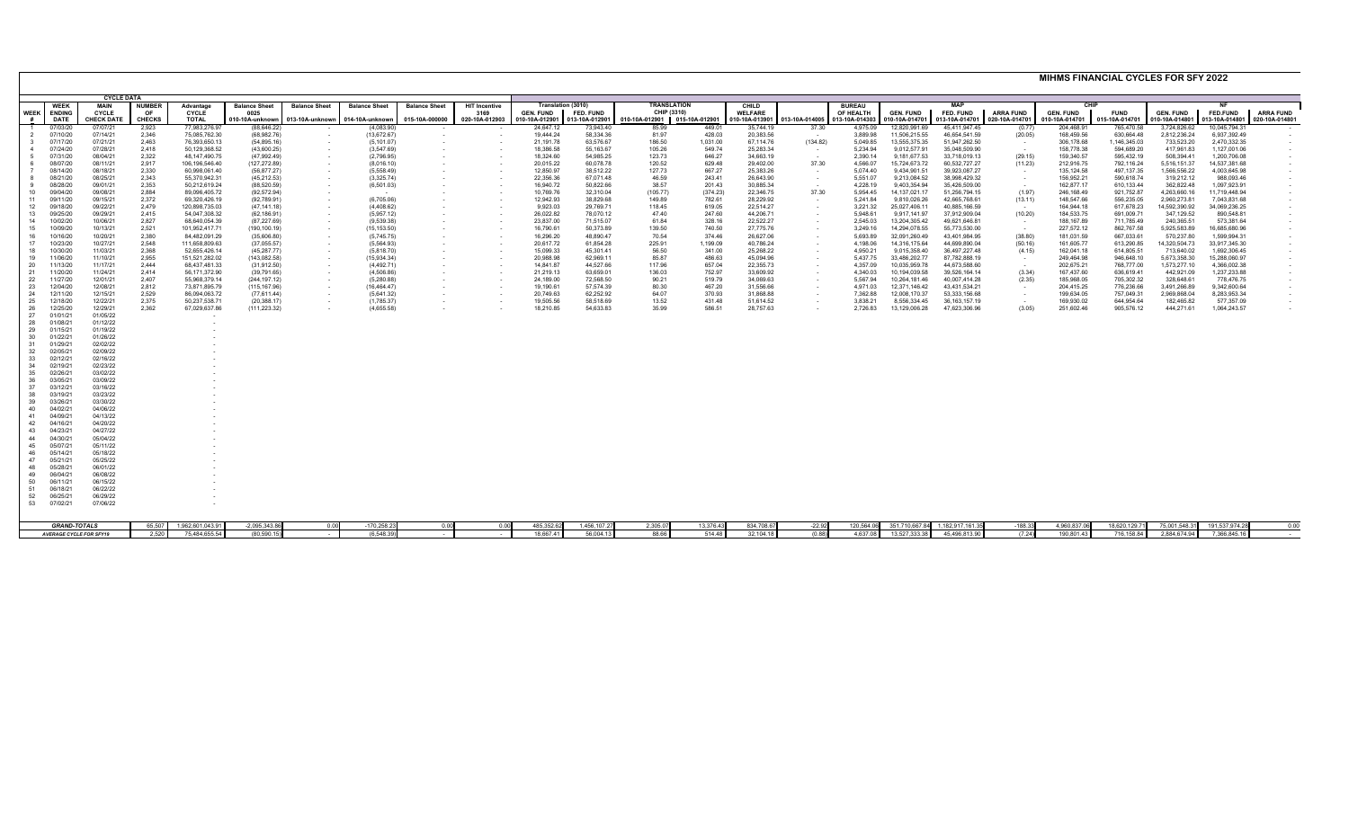# MIHMS FINANCIAL CYCLES FOR SFY 2022

| CYCLE DATA | | | | | | | | | | Translation (3010) | | TRANSLATION CHIP (3310) | | CHILD WELFARE | | BUREAU OF HEALTH | MAP | | | CHIP | | NF | | |
|---|---|---|---|---|---|---|---|---|---|---|---|---|---|---|---|---|---|---|---|---|---|---|---|---|
| WEEK # | WEEK ENDING DATE | MAIN CYCLE CHECK DATE | NUMBER OF CHECKS | Advantage CYCLE TOTAL | Balance Sheet 0025 010-10A-unknown | Balance Sheet 013-10A-unknown | Balance Sheet 014-10A-unknown | Balance Sheet 015-10A-000000 | HIT Incentive 3169 020-10A-012903 | GEN. FUND 010-10A-012901 | FED. FUND 013-10A-012901 | 010-10A-012901 | 015-10A-012901 | 010-10A-013901 | 013-10A-014005 | 013-10A-014303 | GEN. FUND 010-10A-014701 | FED. FUND 013-10A-014701 | ARRA FUND 020-10A-014701 | GEN. FUND 010-10A-014701 | FUND 015-10A-014701 | GEN. FUND 010-10A-014801 | FED.FUND 013-10A-014801 | ARRA FUND 020-10A-014801 |
| 1 | 07/03/20 | 07/07/21 | 2,923 | 77,983,276.97 | (88,646.22) | - | (4,083.90) | - | - | 24,647.12 | 73,943.40 | 85.99 | 449.01 | 35,744.19 | 37.30 | 4,975.09 | 12,820,991.69 | 45,411,947.45 | (0.77) | 204,468.91 | 765,470.58 | 3,724,826.62 | 10,045,794.31 | - |
| 2 | 07/10/20 | 07/14/21 | 2,346 | 75,085,762.30 | (68,982.76) | - | (13,672.67) | - | - | 19,444.24 | 58,334.36 | 81.97 | 429.03 | 20,383.56 | - | 3,889.98 | 11,506,215.55 | 46,654,541.59 | (20.05) | 168,459.56 | 630,664.48 | 2,812,236.24 | 6,937,392.49 | - |
| 3 | 07/17/20 | 07/21/21 | 2,463 | 76,393,650.13 | (54,895.16) | - | (5,101.07) | - | - | 21,191.78 | 63,576.67 | 186.50 | 1,031.00 | 67,114.76 | (134.82) | 5,049.85 | 13,555,375.35 | 51,947,262.50 | - | 306,178.68 | 1,146,345.03 | 733,523.20 | 2,470,332.35 | - |
| 4 | 07/24/20 | 07/28/21 | 2,418 | 50,129,368.52 | (43,600.25) | - | (3,547.69) | - | - | 18,386.58 | 55,163.67 | 105.26 | 549.74 | 25,283.34 | - | 5,234.94 | 9,012,577.91 | 35,048,509.90 | - | 158,778.38 | 594,689.20 | 417,961.83 | 1,127,001.06 | - |
| 5 | 07/31/20 | 08/04/21 | 2,322 | 48,147,490.75 | (47,992.49) | - | (2,796.95) | - | - | 18,324.60 | 54,985.25 | 123.73 | 646.27 | 34,663.19 | - | 2,390.14 | 9,181,677.53 | 33,718,019.13 | (29.15) | 159,340.57 | 595,432.19 | 508,394.41 | 1,200,706.08 | - |
| 6 | 08/07/20 | 08/11/21 | 2,917 | 106,196,546.40 | (127,272.89) | - | (8,016.10) | - | - | 20,015.22 | 60,078.78 | 120.52 | 629.48 | 29,402.00 | 37.30 | 4,566.07 | 15,724,673.72 | 60,532,727.27 | (11.23) | 212,916.75 | 792,116.24 | 5,516,151.37 | 14,537,381.68 | - |
| 7 | 08/14/20 | 08/18/21 | 2,330 | 60,998,061.40 | (56,877.27) | - | (5,558.49) | - | - | 12,850.97 | 38,512.22 | 127.73 | 667.27 | 25,383.26 | - | 5,074.40 | 9,434,901.51 | 39,923,087.27 | - | 135,124.58 | 497,137.35 | 1,566,556.22 | 4,003,645.98 | - |
| 8 | 08/21/20 | 08/25/21 | 2,343 | 55,370,942.31 | (45,212.53) | - | (3,325.74) | - | - | 22,356.36 | 67,071.48 | 46.59 | 243.41 | 26,643.90 | - | 5,551.07 | 9,213,084.52 | 38,998,429.32 | - | 156,952.21 | 590,618.74 | 319,212.12 | 988,093.46 | - |
| 9 | 08/28/20 | 09/01/21 | 2,353 | 50,212,619.24 | (88,520.59) | - | (6,501.03) | - | - | 16,940.72 | 50,822.66 | 38.57 | 201.43 | 30,885.34 | - | 4,228.19 | 9,403,354.94 | 35,426,509.00 | - | 162,877.17 | 610,133.44 | 362,822.48 | 1,097,923.91 | - |
| 10 | 09/04/20 | 09/08/21 | 2,884 | 89,096,405.72 | (92,572.94) | - | - | - | - | 10,769.76 | 32,310.04 | (105.77) | (374.23) | 22,346.75 | 37.30 | 5,954.45 | 14,137,021.17 | 51,256,794.15 | (1.97) | 246,168.49 | 921,752.87 | 4,263,660.16 | 11,719,448.94 | - |
| 11 | 09/11/20 | 09/15/21 | 2,372 | 69,320,426.19 | (92,789.91) | - | (6,705.06) | - | - | 12,942.93 | 38,829.68 | 149.89 | 782.61 | 28,229.92 | - | 5,241.84 | 9,810,026.26 | 42,665,768.61 | (13.11) | 148,547.66 | 556,235.05 | 2,960,273.81 | 7,043,831.68 | - |
| 12 | 09/18/20 | 09/22/21 | 2,479 | 120,898,735.03 | (47,141.18) | - | (4,408.62) | - | - | 9,923.03 | 29,769.71 | 118.45 | 619.05 | 22,514.27 | - | 3,221.32 | 25,027,408.11 | 40,885,166.59 | - | 164,944.18 | 617,678.23 | 14,592,390.92 | 34,069,236.25 | - |
| 13 | 09/25/20 | 09/29/21 | 2,415 | 54,047,308.32 | (62,186.91) | - | (5,957.12) | - | - | 26,022.82 | 78,070.12 | 47.40 | 247.60 | 44,206.71 | - | 5,948.61 | 9,917,141.97 | 37,912,909.04 | (10.20) | 184,533.75 | 691,009.71 | 347,129.52 | 890,548.81 | - |
| 14 | 10/02/20 | 10/06/21 | 2,827 | 68,640,054.39 | (87,227.69) | - | (9,539.38) | - | - | 23,837.00 | 71,515.07 | 61.84 | 328.16 | 22,522.27 | - | 2,545.03 | 13,204,305.42 | 49,621,646.81 | - | 188,167.89 | 711,785.49 | 240,365.51 | 573,381.64 | - |
| 15 | 10/09/20 | 10/13/21 | 2,521 | 101,952,417.71 | (190,100.19) | - | (15,153.50) | - | - | 16,790.61 | 50,373.89 | 139.50 | 740.50 | 27,775.76 | - | 3,249.16 | 14,294,078.55 | 55,773,530.00 | - | 227,572.12 | 862,767.58 | 5,925,583.89 | 16,685,680.96 | - |
| 16 | 10/16/20 | 10/20/21 | 2,380 | 84,482,091.29 | (35,606.80) | - | (5,745.75) | - | - | 16,296.20 | 48,890.47 | 70.54 | 374.46 | 26,627.06 | - | 5,693.89 | 32,091,260.49 | 43,401,984.95 | (38.80) | 181,031.59 | 667,033.61 | 570,237.80 | 1,599,994.31 | - |
| 17 | 10/23/20 | 10/27/21 | 2,548 | 111,658,809.63 | (37,055.57) | - | (5,564.93) | - | - | 20,617.72 | 61,854.28 | 225.91 | 1,199.09 | 40,786.24 | - | 4,198.06 | 14,316,175.64 | 44,699,890.04 | (50.16) | 161,605.77 | 613,290.85 | 14,320,504.73 | 33,917,345.30 | - |
| 18 | 10/30/20 | 11/03/21 | 2,368 | 52,655,426.14 | (45,287.77) | - | (5,818.70) | - | - | 15,099.33 | 45,301.41 | 56.50 | 341.00 | 25,268.22 | - | 4,950.21 | 9,015,358.40 | 36,497,227.48 | (4.15) | 162,041.18 | 614,805.51 | 713,640.02 | 1,692,306.45 | - |
| 19 | 11/06/20 | 11/10/21 | 2,955 | 151,521,282.02 | (143,082.58) | - | (15,934.34) | - | - | 20,988.98 | 62,969.11 | 85.87 | 486.63 | 45,094.96 | - | 5,437.75 | 33,486,202.77 | 87,782,888.19 | - | 249,464.98 | 946,648.10 | 5,673,358.30 | 15,288,060.97 | - |
| 20 | 11/13/20 | 11/17/21 | 2,444 | 68,437,481.33 | (31,912.50) | - | (4,492.71) | - | - | 14,841.87 | 44,527.66 | 117.96 | 657.04 | 22,355.73 | - | 4,357.09 | 10,035,959.78 | 44,673,588.60 | - | 202,675.21 | 768,777.00 | 1,573,277.10 | 4,366,002.38 | - |
| 21 | 11/20/20 | 11/24/21 | 2,414 | 56,171,372.90 | (39,791.65) | - | (4,506.86) | - | - | 21,219.13 | 63,659.01 | 136.03 | 752.97 | 33,609.92 | - | 4,340.03 | 10,194,039.58 | 39,526,164.14 | (3.34) | 167,437.60 | 636,619.41 | 442,921.09 | 1,237,233.88 | - |
| 22 | 11/27/20 | 12/01/21 | 2,407 | 55,968,379.14 | (244,197.12) | - | (5,280.88) | - | - | 24,189.00 | 72,568.50 | 90.21 | 519.79 | 34,069.63 | - | 5,567.94 | 10,264,181.46 | 40,007,414.28 | (2.35) | 185,968.05 | 705,302.32 | 328,648.61 | 778,476.75 | - |
| 23 | 12/04/20 | 12/08/21 | 2,812 | 73,871,895.79 | (115,167.06) | - | (16,464.47) | - | - | 19,190.61 | 57,574.39 | 80.30 | 467.20 | 31,556.66 | - | 4,971.03 | 12,371,146.42 | 43,431,534.21 | - | 204,415.25 | 776,236.66 | 3,491,266.89 | 9,342,600.64 | - |
| 24 | 12/11/20 | 12/15/21 | 2,529 | 86,094,063.72 | (77,611.44) | - | (5,641.32) | - | - | 20,749.63 | 62,252.92 | 64.07 | 370.93 | 31,868.88 | - | 7,362.88 | 12,008,170.37 | 53,333,156.68 | - | 199,634.05 | 757,049.31 | 2,969,868.04 | 8,283,953.34 | - |
| 25 | 12/18/20 | 12/22/21 | 2,375 | 50,237,538.71 | (20,388.17) | - | (1,785.37) | - | - | 19,505.56 | 58,518.69 | 13.52 | 431.48 | 51,614.52 | - | 3,838.21 | 8,556,334.45 | 36,163,157.19 | - | 169,930.02 | 644,954.64 | 182,465.82 | 577,357.09 | - |
| 26 | 12/25/20 | 12/29/21 | 2,362 | 67,029,637.86 | (111,223.32) | - | (4,655.58) | - | - | 18,210.85 | 54,633.83 | 35.99 | 586.51 | 28,757.63 | - | 2,726.83 | 13,129,006.28 | 47,623,306.96 | (3.05) | 251,602.46 | 905,576.12 | 444,271.61 | 1,064,243.57 | - |
| 27 | 01/01/21 | 01/05/22 | | - | | | | | | | | | | | | | | | | | | | | |
| 28 | 01/08/21 | 01/12/22 | | - | | | | | | | | | | | | | | | | | | | | |
| 29 | 01/15/21 | 01/19/22 | | - | | | | | | | | | | | | | | | | | | | | |
| 30 | 01/22/21 | 01/26/22 | | - | | | | | | | | | | | | | | | | | | | | |
| 31 | 01/29/21 | 02/02/22 | | - | | | | | | | | | | | | | | | | | | | | |
| 32 | 02/05/21 | 02/09/22 | | - | | | | | | | | | | | | | | | | | | | | |
| 33 | 02/12/21 | 02/16/22 | | - | | | | | | | | | | | | | | | | | | | | |
| 34 | 02/19/21 | 02/23/22 | | - | | | | | | | | | | | | | | | | | | | | |
| 35 | 02/26/21 | 03/02/22 | | - | | | | | | | | | | | | | | | | | | | | |
| 36 | 03/05/21 | 03/09/22 | | - | | | | | | | | | | | | | | | | | | | | |
| 37 | 03/12/21 | 03/16/22 | | - | | | | | | | | | | | | | | | | | | | | |
| 38 | 03/19/21 | 03/23/22 | | - | | | | | | | | | | | | | | | | | | | | |
| 39 | 03/26/21 | 03/30/22 | | - | | | | | | | | | | | | | | | | | | | | |
| 40 | 04/02/21 | 04/06/22 | | - | | | | | | | | | | | | | | | | | | | | |
| 41 | 04/09/21 | 04/13/22 | | - | | | | | | | | | | | | | | | | | | | | |
| 42 | 04/16/21 | 04/20/22 | | - | | | | | | | | | | | | | | | | | | | | |
| 43 | 04/23/21 | 04/27/22 | | - | | | | | | | | | | | | | | | | | | | | |
| 44 | 04/30/21 | 05/04/22 | | - | | | | | | | | | | | | | | | | | | | | |
| 45 | 05/07/21 | 05/11/22 | | - | | | | | | | | | | | | | | | | | | | | |
| 46 | 05/14/21 | 05/18/22 | | - | | | | | | | | | | | | | | | | | | | | |
| 47 | 05/21/21 | 05/25/22 | | - | | | | | | | | | | | | | | | | | | | | |
| 48 | 05/28/21 | 06/01/22 | | - | | | | | | | | | | | | | | | | | | | | |
| 49 | 06/04/21 | 06/08/22 | | - | | | | | | | | | | | | | | | | | | | | |
| 50 | 06/11/21 | 06/15/22 | | - | | | | | | | | | | | | | | | | | | | | |
| 51 | 06/18/21 | 06/22/22 | | - | | | | | | | | | | | | | | | | | | | | |
| 52 | 06/25/21 | 06/29/22 | | - | | | | | | | | | | | | | | | | | | | | |
| 53 | 07/02/21 | 07/06/22 | | - | | | | | | | | | | | | | | | | | | | | |
| GRAND-TOTALS | | | 65,507 | 1,962,801,043.91 | -2,095,343.86 | 0.00 | -170,258.23 | 0.00 | 0.00 | 485,352.62 | 1,456,107.27 | 2,305.07 | 13,376.43 | 834,708.67 | -22.92 | 120,564.06 | 351,710,667.84 | 1,182,917,161.35 | -188.33 | 4,960,837.06 | 18,620,129.71 | 75,001,548.31 | 191,537,974.28 | 0.00 |
| AVERAGE CYCLE FOR SFY16 | | | 2,520 | 75,484,655.54 | (80,590.15) | - | (6,548.39) | - | - | 18,667.41 | 56,004.13 | 88.66 | 514.48 | 32,104.18 | (0.88) | 4,637.08 | 13,527,333.38 | 45,496,813.90 | (7.24) | 190,801.43 | 716,158.84 | 2,884,674.94 | 7,366,845.16 | - |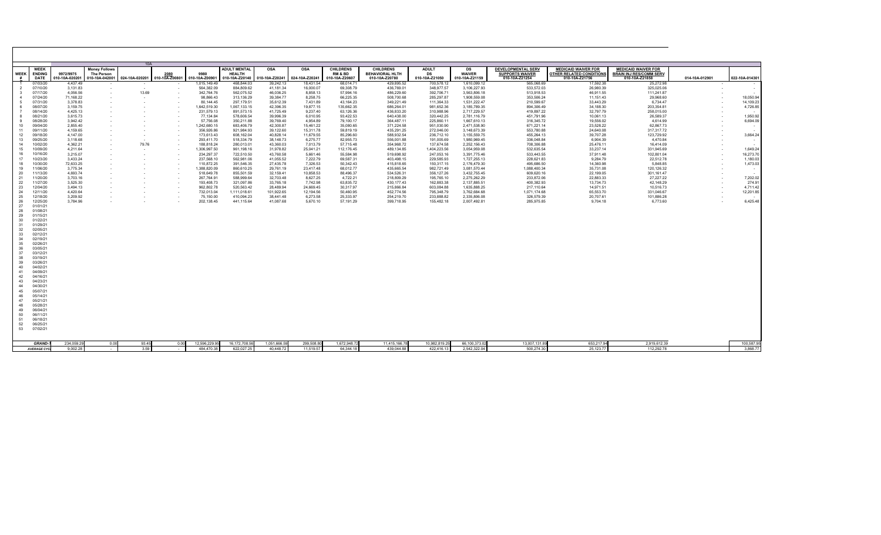| WEEK # | WEEK ENDING DATE | 9972/9975 010-10A-020201 | Money Follows The Person 010-10A-042001 | 10A 024-10A-020201 | 2080 010-10A-Z00801 | 9980 010-10A-Z00901 | ADULT MENTAL HEALTH 010-10A-Z20140 | OSA 010-10A-Z20241 | OSA 024-10A-Z20241 | CHILDRENS RM & BD 010-10A-Z20607 | CHILDRENS BEHAVIORAL HLTH 010-10A-Z20780 | ADULT DS 010-10A-Z21050 | DS WAIVER 010-10A-Z21159 | DEVELOPMENTAL SERV SUPPORTS WAIVER 010-10A-Z21254 | MEDICAID WAIVER FOR OTHER RELATED CONDITIONS 010-10A-Z21756 | MEDICAID WAIVER FOR BRAIN INJ RES/COMM SERV 010-10A-Z21858 | 014-10A-012901 | 022-10A-014301 |
|---|---|---|---|---|---|---|---|---|---|---|---|---|---|---|---|---|---|---|
| 1 | 07/03/20 | 4,437.49 | - | - | - | 1,015,149.49 | 468,844.03 | 39,242.13 | 18,431.54 | 68,014.71 | 429,895.52 | 700,578.12 | 1,610,099.12 | 565,068.69 | 17,592.38 | 25,272.98 | - | - |
| 2 | 07/10/20 | 3,131.83 | - | - | - | 564,382.09 | 884,809.62 | 41,181.34 | 16,000.07 | 69,308.79 | 436,769.01 | 348,977.57 | 3,106,227.93 | 533,572.03 | 26,980.39 | 325,025.06 | - | - |
| 3 | 07/17/20 | 4,056.56 | - | 13.69 | - | 342,764.76 | 562,075.52 | 46,038.25 | 8,858.13 | 57,994.16 | 486,229.60 | 392,706.71 | 3,563,806.18 | 513,918.53 | 46,911.55 | 111,241.87 | - | - |
| 4 | 07/24/20 | 71,168.22 | - | - | - | 98,866.43 | 313,136.29 | 39,384.77 | 8,258.75 | 66,225.35 | 508,700.68 | 285,297.87 | 1,908,559.08 | 353,506.24 | 11,151.43 | 29,968.60 | - | 18,050.94 |
| 5 | 07/31/20 | 3,378.83 | - | - | - | 80,144.45 | 297,179.51 | 35,612.39 | 7,431.89 | 43,164.23 | 349,221.49 | 111,364.33 | 1,531,222.47 | 210,599.67 | 33,443.29 | 6,734.47 | - | 14,109.23 |
| 6 | 08/07/20 | 3,159.75 | - | - | - | 1,642,519.30 | 1,067,133.15 | 42,396.35 | 19,877.15 | 135,662.35 | 686,264.01 | 981,652.36 | 3,185,789.35 | 894,306.49 | 34,188.30 | 203,354.81 | - | 4,726.85 |
| 7 | 08/14/20 | 4,425.13 | - | - | - | 231,579.13 | 891,573.15 | 41,725.49 | 9,237.40 | 63,126.36 | 436,833.20 | 310,988.96 | 2,717,229.57 | 419,897.22 | 32,797.79 | 258,015.00 | - | - |
| 8 | 08/21/20 | 3,615.73 | - | - | - | 77,134.84 | 578,606.54 | 39,996.39 | 6,010.95 | 93,422.53 | 640,438.00 | 320,442.25 | 2,781,116.79 | 451,791.96 | 10,061.13 | 26,589.37 | - | 1,950.92 |
| 9 | 08/28/20 | 3,942.42 | - | - | - | 57,756.08 | 350,211.88 | 39,769.40 | 4,954.89 | 79,100.17 | 364,487.11 | 225,860.11 | 1,667,610.13 | 316,345.72 | 19,556.02 | 4,614.99 | - | 6,694.09 |
| 10 | 09/04/20 | 2,655.40 | - | - | - | 1,242,680.15 | 683,406.79 | 42,300.87 | 15,461.22 | 35,080.65 | 371,224.58 | 951,030.90 | 2,471,538.90 | 671,221.14 | 23,528.22 | 62,867.73 | - | - |
| 11 | 09/11/20 | 4,159.65 | - | - | - | 356,926.86 | 921,984.93 | 39,122.60 | 15,311.78 | 59,819.19 | 435,291.25 | 272,046.00 | 3,148,673.39 | 553,780.88 | 24,640.08 | 317,317.72 | - | - |
| 12 | 09/18/20 | 4,147.00 | - | - | - | 173,613.43 | 608,162.04 | 40,828.14 | 11,679.55 | 85,296.60 | 588,932.54 | 236,712.10 | 3,155,559.75 | 455,264.13 | 39,707.28 | 123,729.92 | - | 3,664.24 |
| 13 | 09/25/20 | 3,118.68 | - | - | - | 293,411.70 | 518,334.79 | 38,148.73 | 6,275.77 | 82,955.73 | 556,001.88 | 191,005.69 | 1,980,969.45 | 336,048.84 | 6,904.39 | 4,470.84 | - | - |
| 14 | 10/02/20 | 4,362.21 | - | 79.76 | - | 188,818.24 | 280,013.01 | 43,360.03 | 7,013.79 | 57,715.48 | 354,968.72 | 137,674.58 | 2,252,156.43 | 708,306.88 | 25,476.11 | 16,414.09 | - | - |
| 15 | 10/09/20 | 4,211.64 | - | - | - | 1,306,997.50 | 961,198.16 | 31,978.82 | 25,041.21 | 112,176.45 | 489,134.85 | 1,404,223.56 | 3,054,959.08 | 532,635.54 | 33,237.14 | 331,945.69 | - | 1,649.24 |
| 16 | 10/16/20 | 3,215.07 | - | - | - | 234,297.37 | 722,510.50 | 43,760.58 | 5,661.46 | 55,584.98 | 519,698.92 | 247,053.16 | 3,391,775.46 | 533,443.55 | 37,911.48 | 102,801.04 | - | 16,273.70 |
| 17 | 10/23/20 | 3,433.24 | - | - | - | 237,568.10 | 562,981.06 | 41,055.52 | 7,222.79 | 69,587.31 | 403,498.15 | 229,585.93 | 1,727,255.13 | 228,621.83 | 9,284.79 | 22,512.78 | - | 1,180.03 |
| 18 | 10/30/20 | 72,633.25 | - | - | - | 110,872.25 | 391,546.35 | 27,435.78 | 7,326.53 | 50,342.43 | 415,818.65 | 150,317.15 | 2,176,479.30 | 495,686.50 | 14,360.98 | 5,848.85 | - | 1,473.03 |
| 19 | 11/06/20 | 3,775.34 | - | - | - | 1,388,820.09 | 860,610.25 | 29,761.19 | 23,417.48 | 68,012.77 | 435,665.54 | 982,721.49 | 3,081,570.44 | 1,088,400.34 | 35,731.08 | 120,126.32 | - | - |
| 20 | 11/13/20 | 4,693.74 | - | - | - | 518,649.78 | 855,501.59 | 32,159.41 | 10,858.53 | 88,496.37 | 534,526.31 | 356,127.26 | 3,432,755.45 | 609,620.16 | 22,199.05 | 301,161.47 | - | - |
| 21 | 11/20/20 | 3,703.16 | - | - | - | 267,764.91 | 588,999.64 | 32,703.48 | 8,627.25 | 4,722.21 | 218,809.29 | 195,765.10 | 2,275,262.29 | 233,872.06 | 22,883.33 | 27,227.22 | - | 7,202.02 |
| 22 | 11/27/20 | 3,525.30 | - | - | - | 193,408.73 | 321,097.86 | 33,765.18 | 7,742.98 | 63,835.72 | 430,177.43 | 162,883.38 | 2,137,885.51 | 400,382.93 | 13,734.73 | 42,148.29 | - | 274.91 |
| 23 | 12/04/20 | 3,494.13 | - | - | - | 962,802.78 | 520,563.42 | 28,489.94 | 24,669.45 | 30,317.97 | 215,866.84 | 603,084.88 | 1,635,888.25 | 217,110.64 | 14,971.51 | 10,516.73 | - | 4,711.42 |
| 24 | 12/11/20 | 4,420.64 | - | - | - | 732,013.04 | 1,111,018.61 | 101,922.65 | 12,194.56 | 50,460.95 | 452,774.56 | 795,348.79 | 3,762,684.68 | 1,071,174.68 | 65,553.70 | 331,046.67 | - | 12,201.85 |
| 25 | 12/18/20 | 3,209.92 | - | - | - | 75,150.00 | 410,094.23 | 38,441.48 | 6,273.58 | 25,333.97 | 254,219.70 | 233,888.82 | 2,335,806.08 | 326,579.39 | 20,707.61 | 101,886.28 | - | - |
| 26 | 12/25/20 | 3,784.96 | - | - | - | 202,138.45 | 441,115.64 | 41,087.68 | 5,670.10 | 57,191.29 | 399,718.95 | 155,482.18 | 2,007,492.81 | 285,975.85 | 9,704.18 | 6,773.60 | - | 6,425.48 |
| 27 | 01/01/21 | | | | | | | | | | | | | | | | | |
| 28 | 01/08/21 | | | | | | | | | | | | | | | | | |
| 29 | 01/15/21 | | | | | | | | | | | | | | | | | |
| 30 | 01/22/21 | | | | | | | | | | | | | | | | | |
| 31 | 01/29/21 | | | | | | | | | | | | | | | | | |
| 32 | 02/05/21 | | | | | | | | | | | | | | | | | |
| 33 | 02/12/21 | | | | | | | | | | | | | | | | | |
| 34 | 02/19/21 | | | | | | | | | | | | | | | | | |
| 35 | 02/26/21 | | | | | | | | | | | | | | | | | |
| 36 | 03/05/21 | | | | | | | | | | | | | | | | | |
| 37 | 03/12/21 | | | | | | | | | | | | | | | | | |
| 38 | 03/19/21 | | | | | | | | | | | | | | | | | |
| 39 | 03/26/21 | | | | | | | | | | | | | | | | | |
| 40 | 04/02/21 | | | | | | | | | | | | | | | | | |
| 41 | 04/09/21 | | | | | | | | | | | | | | | | | |
| 42 | 04/16/21 | | | | | | | | | | | | | | | | | |
| 43 | 04/23/21 | | | | | | | | | | | | | | | | | |
| 44 | 04/30/21 | | | | | | | | | | | | | | | | | |
| 45 | 05/07/21 | | | | | | | | | | | | | | | | | |
| 46 | 05/14/21 | | | | | | | | | | | | | | | | | |
| 47 | 05/21/21 | | | | | | | | | | | | | | | | | |
| 48 | 05/28/21 | | | | | | | | | | | | | | | | | |
| 49 | 06/04/21 | | | | | | | | | | | | | | | | | |
| 50 | 06/11/21 | | | | | | | | | | | | | | | | | |
| 51 | 06/18/21 | | | | | | | | | | | | | | | | | |
| 52 | 06/25/21 | | | | | | | | | | | | | | | | | |
| 53 | 07/02/21 | | | | | | | | | | | | | | | | | |
| | GRAND-T | 234,059.29 | 0.00 | 93.45 | 0.00 | 12,596,229.95 | 16,172,708.58 | 1,051,666.59 | 299,508.80 | 1,672,948.72 | 11,415,166.78 | 10,982,819.25 | 66,100,373.02 | 13,007,131.89 | 653,217.94 | 2,919,612.39 | | 100,587.95 |
| | AVERAGE CYC | 9,002.28 | - | 3.59 | - | 484,470.38 | 622,027.25 | 40,448.72 | 11,519.57 | 64,344.18 | 439,044.88 | 422,416.13 | 2,542,322.04 | 500,274.30 | 25,123.77 | 112,292.78 | | 3,868.77 |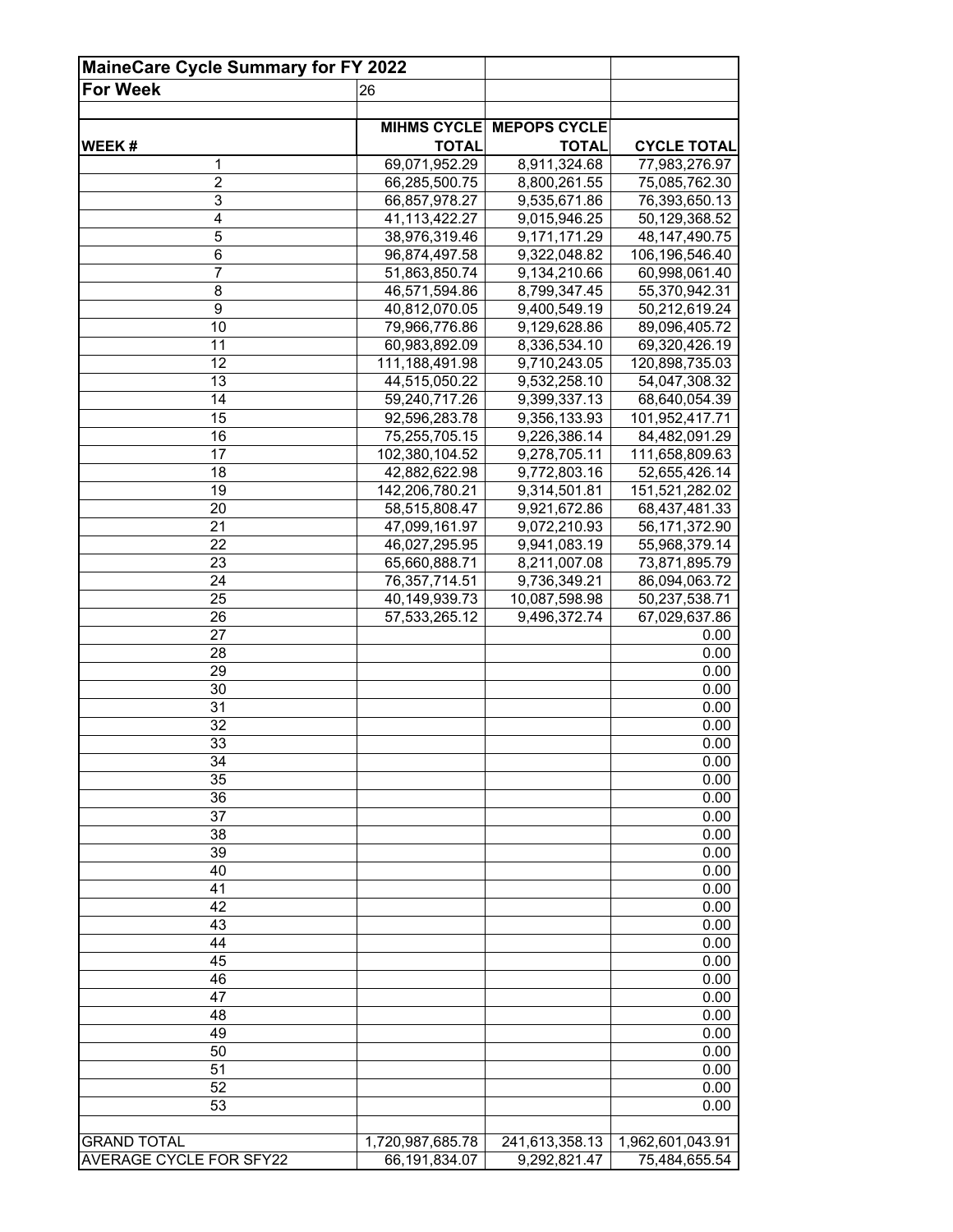| MaineCare Cycle Summary for FY 2022 | | | |
|---|---|---|---|
| **For Week** | 26 | | |
| | | | |
| **WEEK #** | **MIHMS CYCLE TOTAL** | **MEPOPS CYCLE TOTAL** | **CYCLE TOTAL** |
| 1 | 69,071,952.29 | 8,911,324.68 | 77,983,276.97 |
| 2 | 66,285,500.75 | 8,800,261.55 | 75,085,762.30 |
| 3 | 66,857,978.27 | 9,535,671.86 | 76,393,650.13 |
| 4 | 41,113,422.27 | 9,015,946.25 | 50,129,368.52 |
| 5 | 38,976,319.46 | 9,171,171.29 | 48,147,490.75 |
| 6 | 96,874,497.58 | 9,322,048.82 | 106,196,546.40 |
| 7 | 51,863,850.74 | 9,134,210.66 | 60,998,061.40 |
| 8 | 46,571,594.86 | 8,799,347.45 | 55,370,942.31 |
| 9 | 40,812,070.05 | 9,400,549.19 | 50,212,619.24 |
| 10 | 79,966,776.86 | 9,129,628.86 | 89,096,405.72 |
| 11 | 60,983,892.09 | 8,336,534.10 | 69,320,426.19 |
| 12 | 111,188,491.98 | 9,710,243.05 | 120,898,735.03 |
| 13 | 44,515,050.22 | 9,532,258.10 | 54,047,308.32 |
| 14 | 59,240,717.26 | 9,399,337.13 | 68,640,054.39 |
| 15 | 92,596,283.78 | 9,356,133.93 | 101,952,417.71 |
| 16 | 75,255,705.15 | 9,226,386.14 | 84,482,091.29 |
| 17 | 102,380,104.52 | 9,278,705.11 | 111,658,809.63 |
| 18 | 42,882,622.98 | 9,772,803.16 | 52,655,426.14 |
| 19 | 142,206,780.21 | 9,314,501.81 | 151,521,282.02 |
| 20 | 58,515,808.47 | 9,921,672.86 | 68,437,481.33 |
| 21 | 47,099,161.97 | 9,072,210.93 | 56,171,372.90 |
| 22 | 46,027,295.95 | 9,941,083.19 | 55,968,379.14 |
| 23 | 65,660,888.71 | 8,211,007.08 | 73,871,895.79 |
| 24 | 76,357,714.51 | 9,736,349.21 | 86,094,063.72 |
| 25 | 40,149,939.73 | 10,087,598.98 | 50,237,538.71 |
| 26 | 57,533,265.12 | 9,496,372.74 | 67,029,637.86 |
| 27 | | | 0.00 |
| 28 | | | 0.00 |
| 29 | | | 0.00 |
| 30 | | | 0.00 |
| 31 | | | 0.00 |
| 32 | | | 0.00 |
| 33 | | | 0.00 |
| 34 | | | 0.00 |
| 35 | | | 0.00 |
| 36 | | | 0.00 |
| 37 | | | 0.00 |
| 38 | | | 0.00 |
| 39 | | | 0.00 |
| 40 | | | 0.00 |
| 41 | | | 0.00 |
| 42 | | | 0.00 |
| 43 | | | 0.00 |
| 44 | | | 0.00 |
| 45 | | | 0.00 |
| 46 | | | 0.00 |
| 47 | | | 0.00 |
| 48 | | | 0.00 |
| 49 | | | 0.00 |
| 50 | | | 0.00 |
| 51 | | | 0.00 |
| 52 | | | 0.00 |
| 53 | | | 0.00 |
| | | | |
| GRAND TOTAL | 1,720,987,685.78 | 241,613,358.13 | 1,962,601,043.91 |
| AVERAGE CYCLE FOR SFY22 | 66,191,834.07 | 9,292,821.47 | 75,484,655.54 |